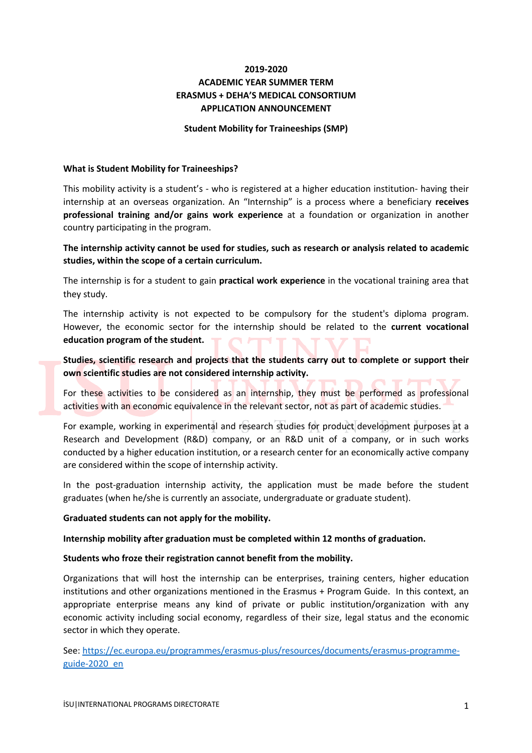# 2019-2020
# ACADEMIC YEAR SUMMER TERM
# ERASMUS + DEHA'S MEDICAL CONSORTIUM
# APPLICATION ANNOUNCEMENT

**Student Mobility for Traineeships (SMP)**

**What is Student Mobility for Traineeships?**

This mobility activity is a student's - who is registered at a higher education institution- having their internship at an overseas organization. An "Internship" is a process where a beneficiary **receives professional training and/or gains work experience** at a foundation or organization in another country participating in the program.

**The internship activity cannot be used for studies, such as research or analysis related to academic studies, within the scope of a certain curriculum.**

The internship is for a student to gain **practical work experience** in the vocational training area that they study.

The internship activity is not expected to be compulsory for the student's diploma program. However, the economic sector for the internship should be related to the **current vocational education program of the student.**

**Studies, scientific research and projects that the students carry out to complete or support their own scientific studies are not considered internship activity.**

For these activities to be considered as an internship, they must be performed as professional activities with an economic equivalence in the relevant sector, not as part of academic studies.

For example, working in experimental and research studies for product development purposes at a Research and Development (R&D) company, or an R&D unit of a company, or in such works conducted by a higher education institution, or a research center for an economically active company are considered within the scope of internship activity.

In the post-graduation internship activity, the application must be made before the student graduates (when he/she is currently an associate, undergraduate or graduate student).

**Graduated students can not apply for the mobility.**

**Internship mobility after graduation must be completed within 12 months of graduation.**

**Students who froze their registration cannot benefit from the mobility.**

Organizations that will host the internship can be enterprises, training centers, higher education institutions and other organizations mentioned in the Erasmus + Program Guide. In this context, an appropriate enterprise means any kind of private or public institution/organization with any economic activity including social economy, regardless of their size, legal status and the economic sector in which they operate.

See: https://ec.europa.eu/programmes/erasmus-plus/resources/documents/erasmus-programme-guide-2020_en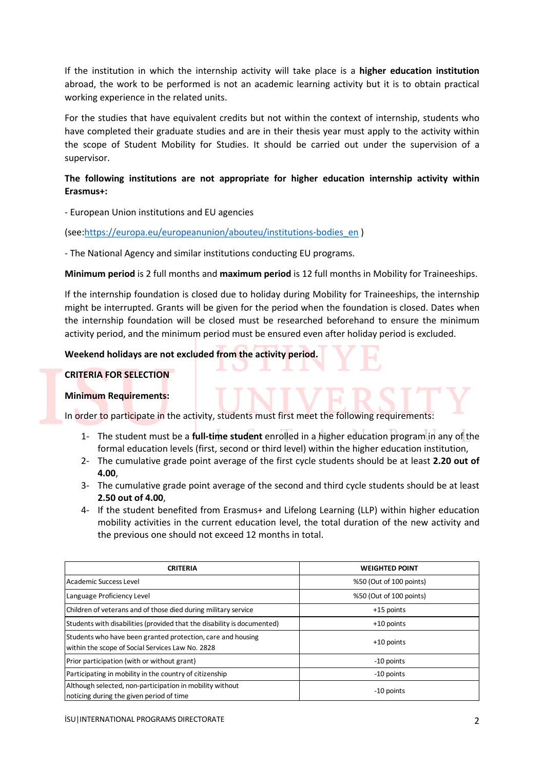If the institution in which the internship activity will take place is a **higher education institution** abroad, the work to be performed is not an academic learning activity but it is to obtain practical working experience in the related units.

For the studies that have equivalent credits but not within the context of internship, students who have completed their graduate studies and are in their thesis year must apply to the activity within the scope of Student Mobility for Studies. It should be carried out under the supervision of a supervisor.

**The following institutions are not appropriate for higher education internship activity within Erasmus+:**

- European Union institutions and EU agencies

(see:https://europa.eu/europeanunion/abouteu/institutions-bodies_en )

- The National Agency and similar institutions conducting EU programs.

**Minimum period** is 2 full months and **maximum period** is 12 full months in Mobility for Traineeships.

If the internship foundation is closed due to holiday during Mobility for Traineeships, the internship might be interrupted. Grants will be given for the period when the foundation is closed. Dates when the internship foundation will be closed must be researched beforehand to ensure the minimum activity period, and the minimum period must be ensured even after holiday period is excluded.

**Weekend holidays are not excluded from the activity period.**

**CRITERIA FOR SELECTION**

**Minimum Requirements:**

In order to participate in the activity, students must first meet the following requirements:

1- The student must be a **full-time student** enrolled in a higher education program in any of the formal education levels (first, second or third level) within the higher education institution,
2- The cumulative grade point average of the first cycle students should be at least **2.20 out of 4.00**,
3- The cumulative grade point average of the second and third cycle students should be at least **2.50 out of 4.00**,
4- If the student benefited from Erasmus+ and Lifelong Learning (LLP) within higher education mobility activities in the current education level, the total duration of the new activity and the previous one should not exceed 12 months in total.

| CRITERIA | WEIGHTED POINT |
|---|---|
| Academic Success Level | %50 (Out of 100 points) |
| Language Proficiency Level | %50 (Out of 100 points) |
| Children of veterans and of those died during military service | +15 points |
| Students with disabilities (provided that the disability is documented) | +10 points |
| Students who have been granted protection, care and housing within the scope of Social Services Law No. 2828 | +10 points |
| Prior participation (with or without grant) | -10 points |
| Participating in mobility in the country of citizenship | -10 points |
| Although selected, non-participation in mobility without noticing during the given period of time | -10 points |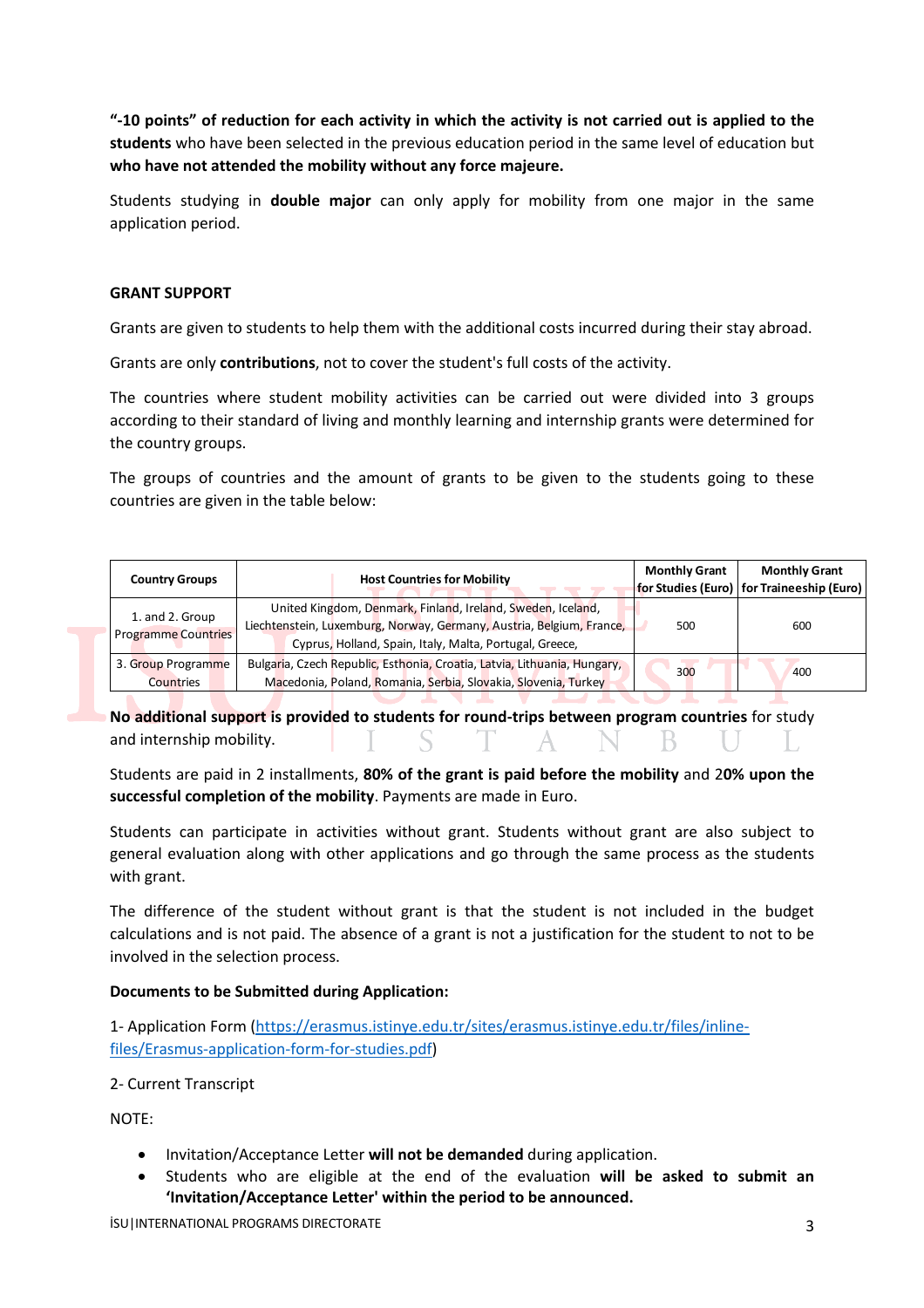**"-10 points" of reduction for each activity in which the activity is not carried out is applied to the students** who have been selected in the previous education period in the same level of education but **who have not attended the mobility without any force majeure.**

Students studying in **double major** can only apply for mobility from one major in the same application period.

**GRANT SUPPORT**

Grants are given to students to help them with the additional costs incurred during their stay abroad.

Grants are only **contributions**, not to cover the student's full costs of the activity.

The countries where student mobility activities can be carried out were divided into 3 groups according to their standard of living and monthly learning and internship grants were determined for the country groups.

The groups of countries and the amount of grants to be given to the students going to these countries are given in the table below:

| Country Groups | Host Countries for Mobility | Monthly Grant for Studies (Euro) | Monthly Grant for Traineeship (Euro) |
|---|---|---|---|
| 1. and 2. Group Programme Countries | United Kingdom, Denmark, Finland, Ireland, Sweden, Iceland, Liechtenstein, Luxemburg, Norway, Germany, Austria, Belgium, France, Cyprus, Holland, Spain, Italy, Malta, Portugal, Greece, | 500 | 600 |
| 3. Group Programme Countries | Bulgaria, Czech Republic, Esthonia, Croatia, Latvia, Lithuania, Hungary, Macedonia, Poland, Romania, Serbia, Slovakia, Slovenia, Turkey | 300 | 400 |

**No additional support is provided to students for round-trips between program countries** for study and internship mobility.

Students are paid in 2 installments, **80% of the grant is paid before the mobility** and 2**0% upon the successful completion of the mobility**. Payments are made in Euro.

Students can participate in activities without grant. Students without grant are also subject to general evaluation along with other applications and go through the same process as the students with grant.

The difference of the student without grant is that the student is not included in the budget calculations and is not paid. The absence of a grant is not a justification for the student to not to be involved in the selection process.

**Documents to be Submitted during Application:**

1- Application Form (https://erasmus.istinye.edu.tr/sites/erasmus.istinye.edu.tr/files/inline-files/Erasmus-application-form-for-studies.pdf)

2- Current Transcript

NOTE:

- Invitation/Acceptance Letter **will not be demanded** during application.
- Students who are eligible at the end of the evaluation **will be asked to submit an 'Invitation/Acceptance Letter' within the period to be announced.**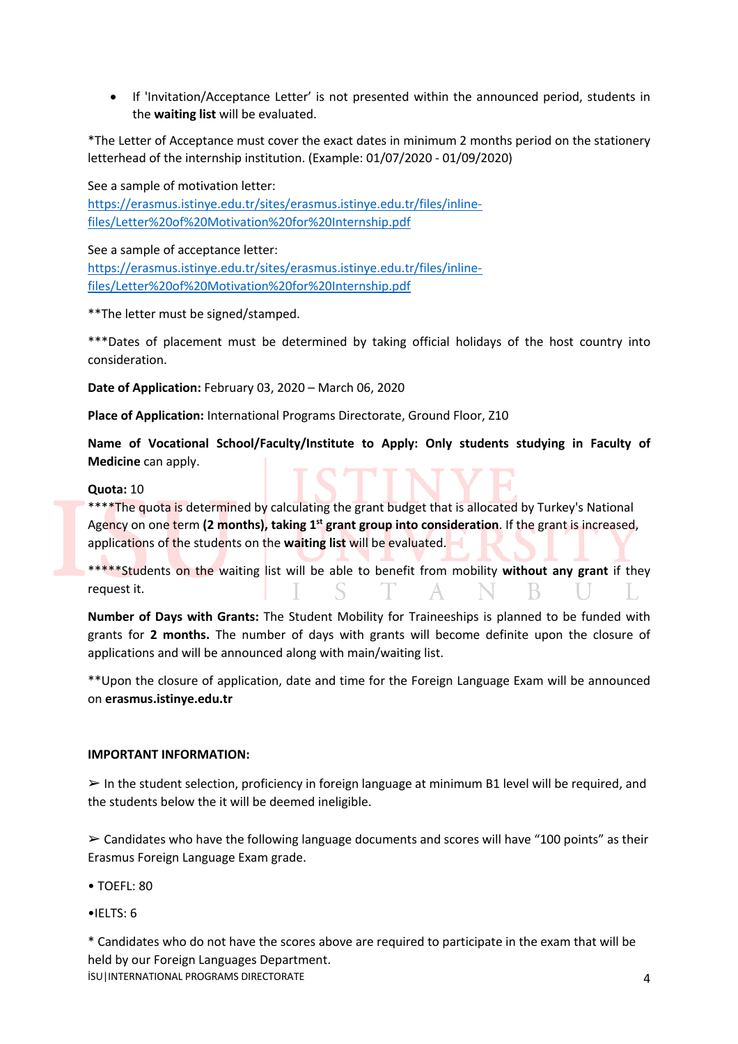- If 'Invitation/Acceptance Letter' is not presented within the announced period, students in the **waiting list** will be evaluated.

*The Letter of Acceptance must cover the exact dates in minimum 2 months period on the stationery letterhead of the internship institution. (Example: 01/07/2020 - 01/09/2020)

See a sample of motivation letter:
https://erasmus.istinye.edu.tr/sites/erasmus.istinye.edu.tr/files/inline-files/Letter%20of%20Motivation%20for%20Internship.pdf

See a sample of acceptance letter:
https://erasmus.istinye.edu.tr/sites/erasmus.istinye.edu.tr/files/inline-files/Letter%20of%20Motivation%20for%20Internship.pdf

**The letter must be signed/stamped.

***Dates of placement must be determined by taking official holidays of the host country into consideration.

**Date of Application:** February 03, 2020 – March 06, 2020

**Place of Application:** International Programs Directorate, Ground Floor, Z10

**Name of Vocational School/Faculty/Institute to Apply: Only students studying in Faculty of Medicine** can apply.

**Quota:** 10

****The quota is determined by calculating the grant budget that is allocated by Turkey's National Agency on one term **(2 months), taking 1st grant group into consideration**. If the grant is increased, applications of the students on the **waiting list** will be evaluated.

*****Students on the waiting list will be able to benefit from mobility **without any grant** if they request it.

**Number of Days with Grants:** The Student Mobility for Traineeships is planned to be funded with grants for **2 months.** The number of days with grants will become definite upon the closure of applications and will be announced along with main/waiting list.

**Upon the closure of application, date and time for the Foreign Language Exam will be announced on **erasmus.istinye.edu.tr**

**IMPORTANT INFORMATION:**

➢ In the student selection, proficiency in foreign language at minimum B1 level will be required, and the students below the it will be deemed ineligible.

➢ Candidates who have the following language documents and scores will have "100 points" as their Erasmus Foreign Language Exam grade.

- TOEFL: 80
- IELTS: 6

* Candidates who do not have the scores above are required to participate in the exam that will be held by our Foreign Languages Department.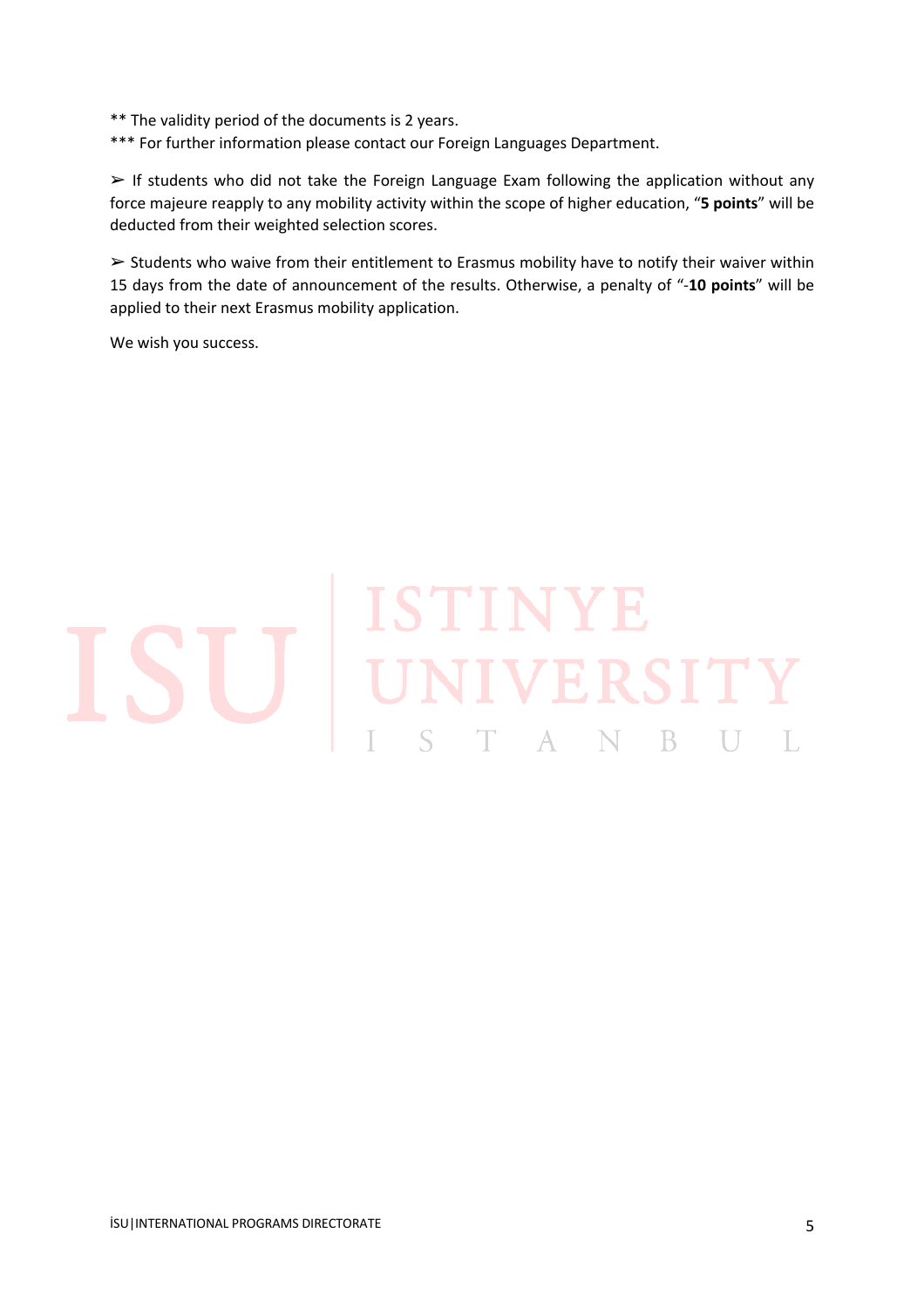** The validity period of the documents is 2 years.

*** For further information please contact our Foreign Languages Department.

➢ If students who did not take the Foreign Language Exam following the application without any force majeure reapply to any mobility activity within the scope of higher education, "**5 points**" will be deducted from their weighted selection scores.

➢ Students who waive from their entitlement to Erasmus mobility have to notify their waiver within 15 days from the date of announcement of the results. Otherwise, a penalty of "-**10 points**" will be applied to their next Erasmus mobility application.

We wish you success.